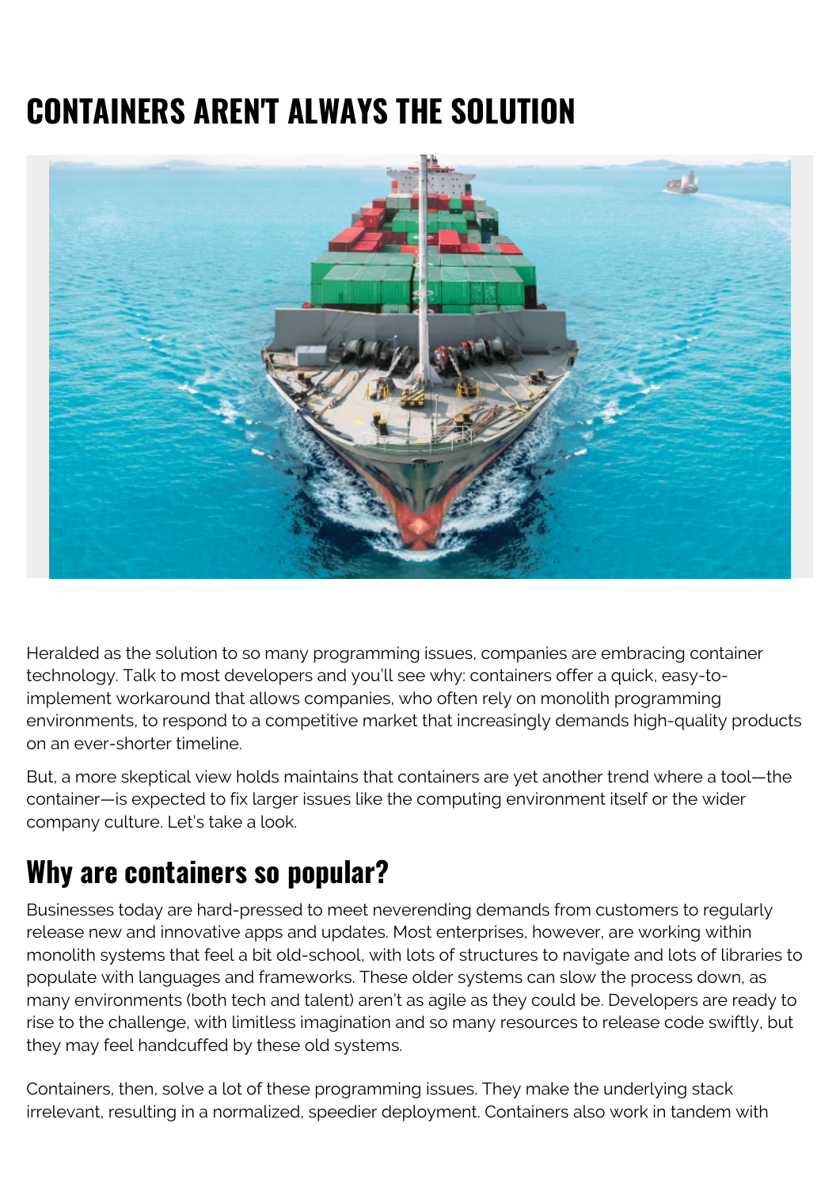# CONTAINERS AREN'T ALWAYS THE SOLUTION

Heralded as the solution to so many programming issues, companies are embracing container technology. Talk to most developers and you'll see why: containers offer a quick, easy-to-implement workaround that allows companies, who often rely on monolith programming environments, to respond to a competitive market that increasingly demands high-quality products on an ever-shorter timeline.

But, a more skeptical view holds maintains that containers are yet another trend where a tool—the container—is expected to fix larger issues like the computing environment itself or the wider company culture. Let's take a look.

## Why are containers so popular?

Businesses today are hard-pressed to meet neverending demands from customers to regularly release new and innovative apps and updates. Most enterprises, however, are working within monolith systems that feel a bit old-school, with lots of structures to navigate and lots of libraries to populate with languages and frameworks. These older systems can slow the process down, as many environments (both tech and talent) aren't as agile as they could be. Developers are ready to rise to the challenge, with limitless imagination and so many resources to release code swiftly, but they may feel handcuffed by these old systems.

Containers, then, solve a lot of these programming issues. They make the underlying stack irrelevant, resulting in a normalized, speedier deployment. Containers also work in tandem with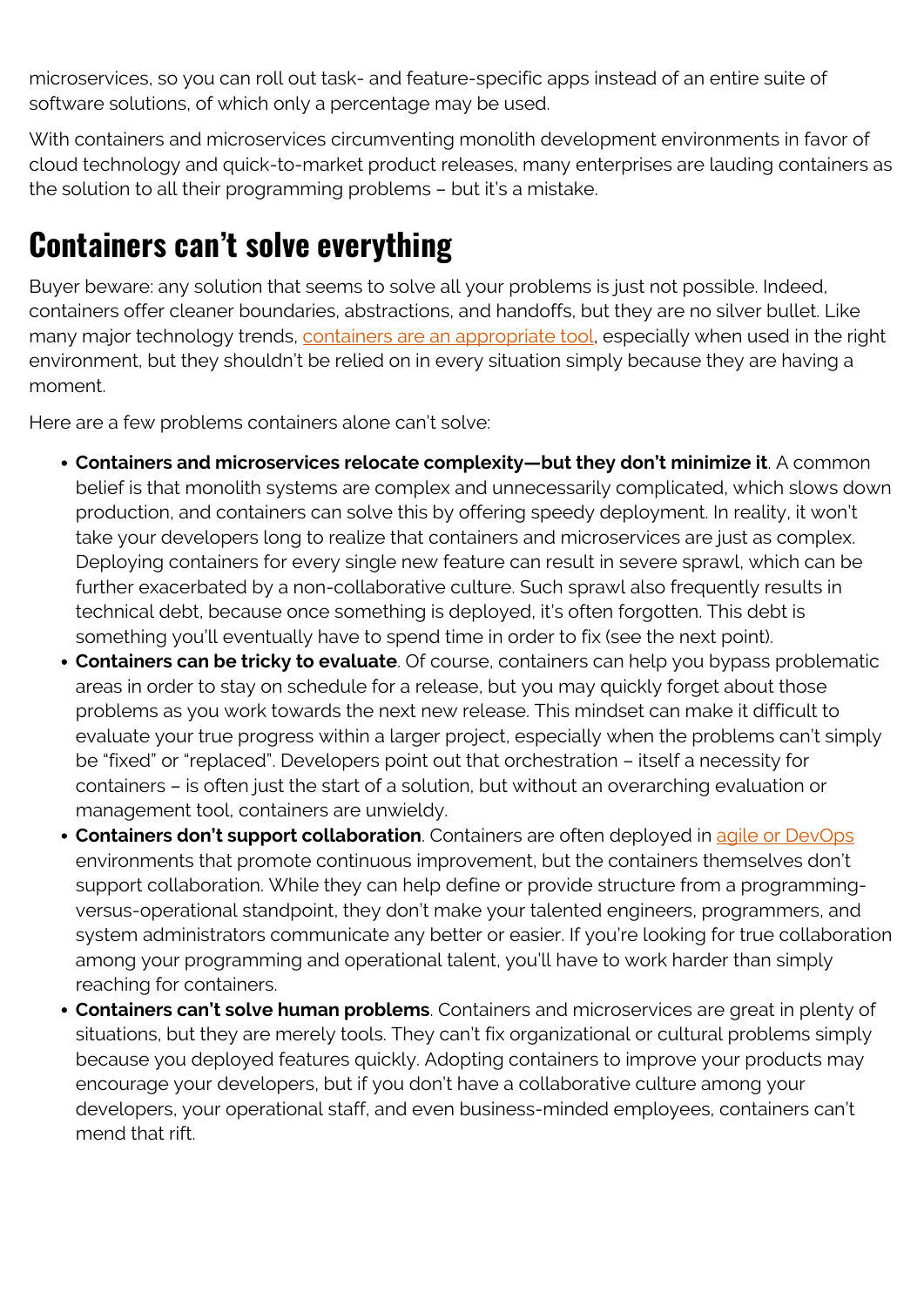microservices, so you can roll out task- and feature-specific apps instead of an entire suite of software solutions, of which only a percentage may be used.

With containers and microservices circumventing monolith development environments in favor of cloud technology and quick-to-market product releases, many enterprises are lauding containers as the solution to all their programming problems – but it's a mistake.

## Containers can't solve everything

Buyer beware: any solution that seems to solve all your problems is just not possible. Indeed, containers offer cleaner boundaries, abstractions, and handoffs, but they are no silver bullet. Like many major technology trends, [containers are an appropriate tool](), especially when used in the right environment, but they shouldn't be relied on in every situation simply because they are having a moment.

Here are a few problems containers alone can't solve:

- **Containers and microservices relocate complexity—but they don't minimize it**. A common belief is that monolith systems are complex and unnecessarily complicated, which slows down production, and containers can solve this by offering speedy deployment. In reality, it won't take your developers long to realize that containers and microservices are just as complex. Deploying containers for every single new feature can result in severe sprawl, which can be further exacerbated by a non-collaborative culture. Such sprawl also frequently results in technical debt, because once something is deployed, it's often forgotten. This debt is something you'll eventually have to spend time in order to fix (see the next point).
- **Containers can be tricky to evaluate**. Of course, containers can help you bypass problematic areas in order to stay on schedule for a release, but you may quickly forget about those problems as you work towards the next new release. This mindset can make it difficult to evaluate your true progress within a larger project, especially when the problems can't simply be "fixed" or "replaced". Developers point out that orchestration – itself a necessity for containers – is often just the start of a solution, but without an overarching evaluation or management tool, containers are unwieldy.
- **Containers don't support collaboration**. Containers are often deployed in [agile or DevOps]() environments that promote continuous improvement, but the containers themselves don't support collaboration. While they can help define or provide structure from a programming-versus-operational standpoint, they don't make your talented engineers, programmers, and system administrators communicate any better or easier. If you're looking for true collaboration among your programming and operational talent, you'll have to work harder than simply reaching for containers.
- **Containers can't solve human problems**. Containers and microservices are great in plenty of situations, but they are merely tools. They can't fix organizational or cultural problems simply because you deployed features quickly. Adopting containers to improve your products may encourage your developers, but if you don't have a collaborative culture among your developers, your operational staff, and even business-minded employees, containers can't mend that rift.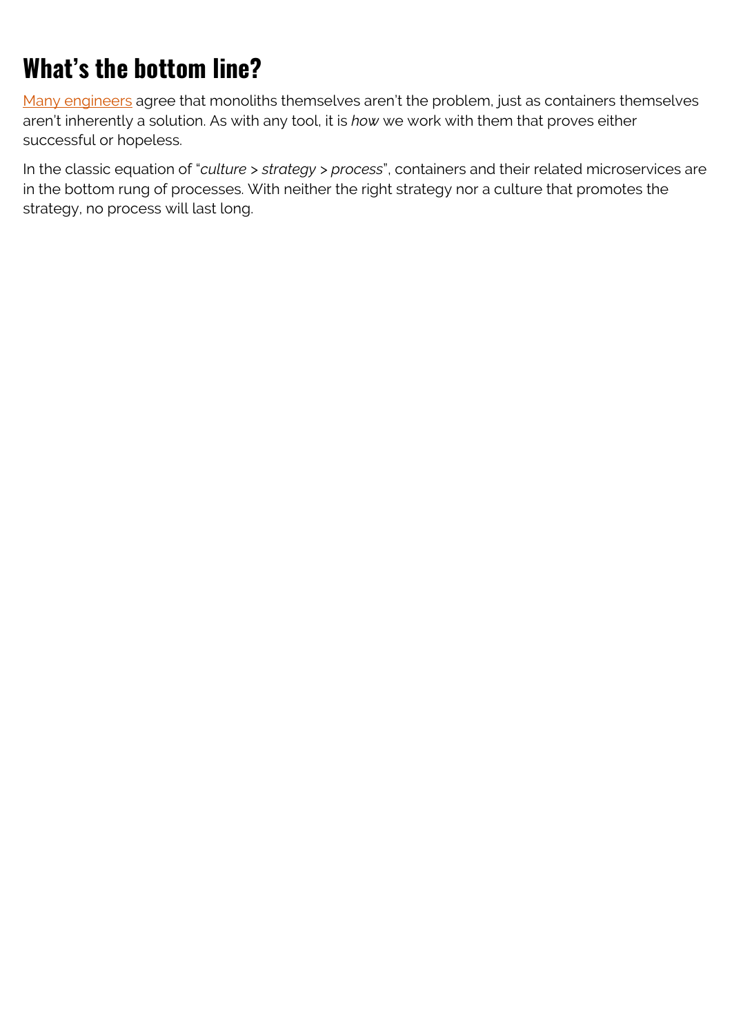## What's the bottom line?

[Many engineers]() agree that monoliths themselves aren't the problem, just as containers themselves aren't inherently a solution. As with any tool, it is *how* we work with them that proves either successful or hopeless.

In the classic equation of "*culture* > *strategy* > *process*", containers and their related microservices are in the bottom rung of processes. With neither the right strategy nor a culture that promotes the strategy, no process will last long.